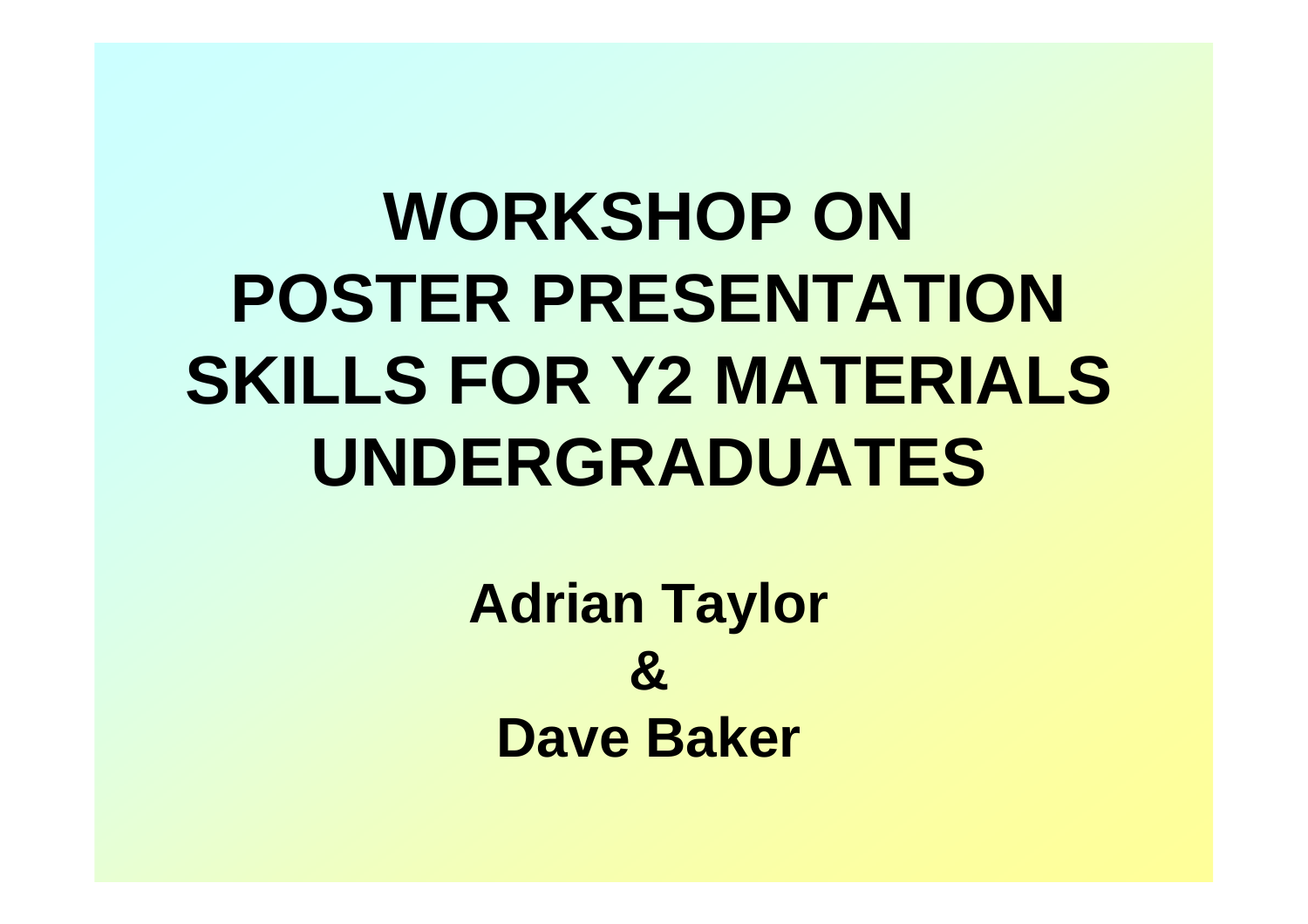# WORKSHOP ON POSTER PRESENTATION SKILLS FOR Y2 MATERIALS UNDERGRADUATES

**Adrian Taylor**

**&**

**Dave Baker**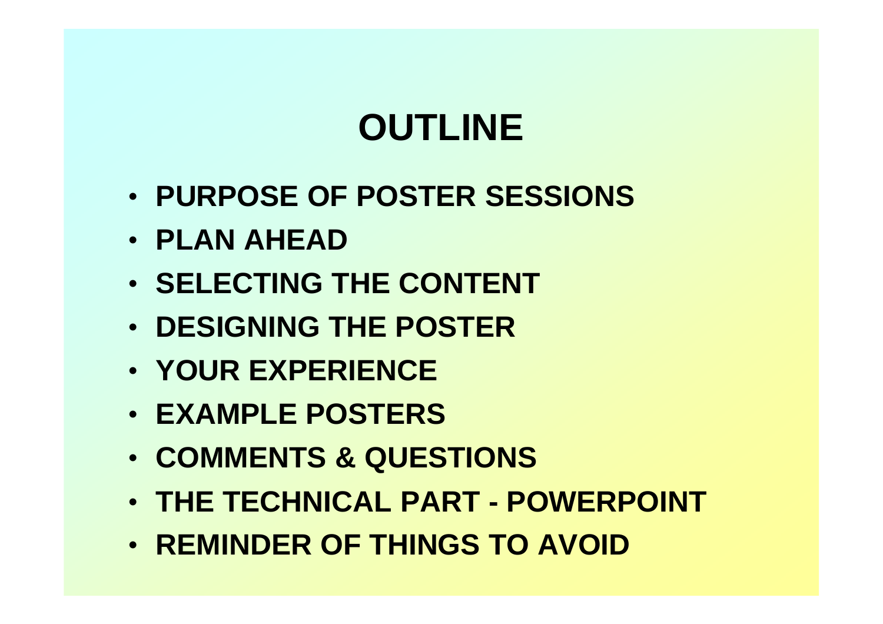# OUTLINE

- **PURPOSE OF POSTER SESSIONS**
- **PLAN AHEAD**
- **SELECTING THE CONTENT**
- **DESIGNING THE POSTER**
- **YOUR EXPERIENCE**
- **EXAMPLE POSTERS**
- **COMMENTS & QUESTIONS**
- **THE TECHNICAL PART - POWERPOINT**
- **REMINDER OF THINGS TO AVOID**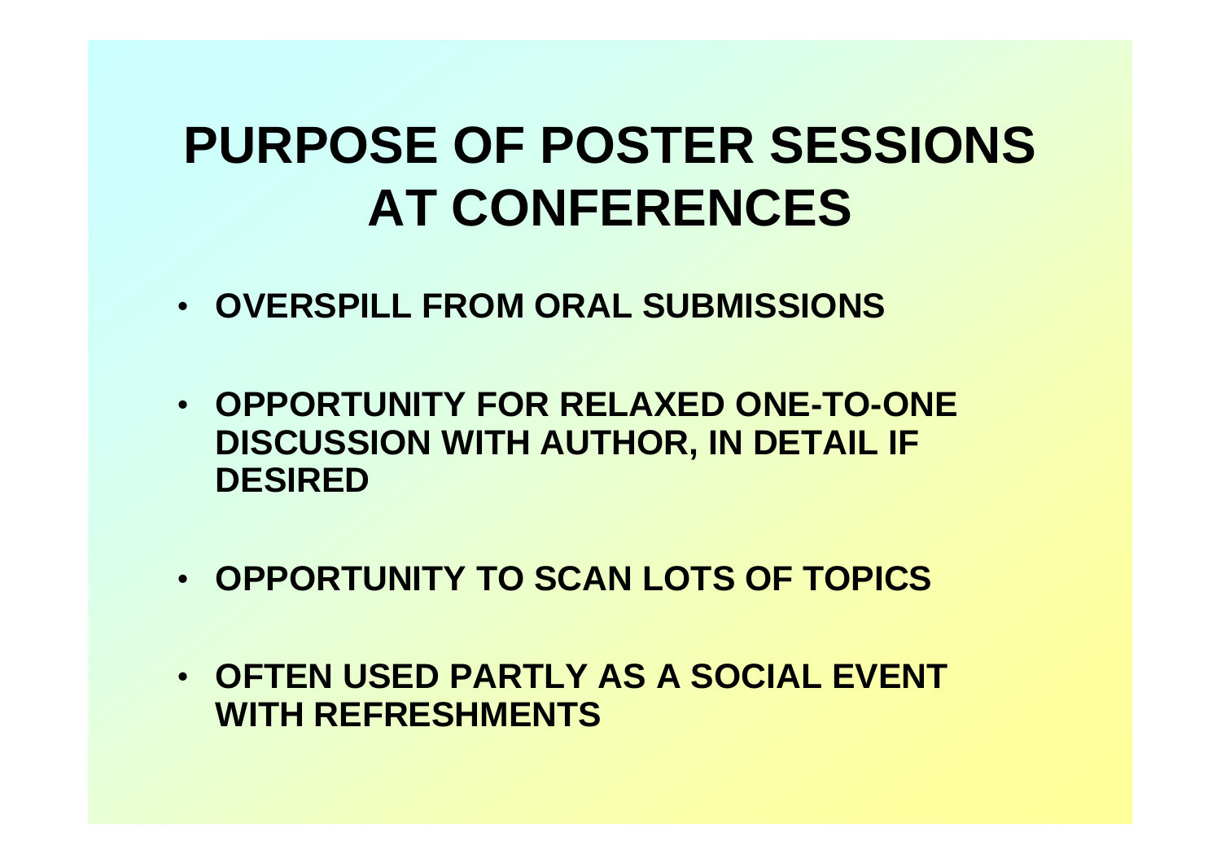# PURPOSE OF POSTER SESSIONS AT CONFERENCES

- **OVERSPILL FROM ORAL SUBMISSIONS**
- **OPPORTUNITY FOR RELAXED ONE-TO-ONE DISCUSSION WITH AUTHOR, IN DETAIL IF DESIRED**
- **OPPORTUNITY TO SCAN LOTS OF TOPICS**
- **OFTEN USED PARTLY AS A SOCIAL EVENT WITH REFRESHMENTS**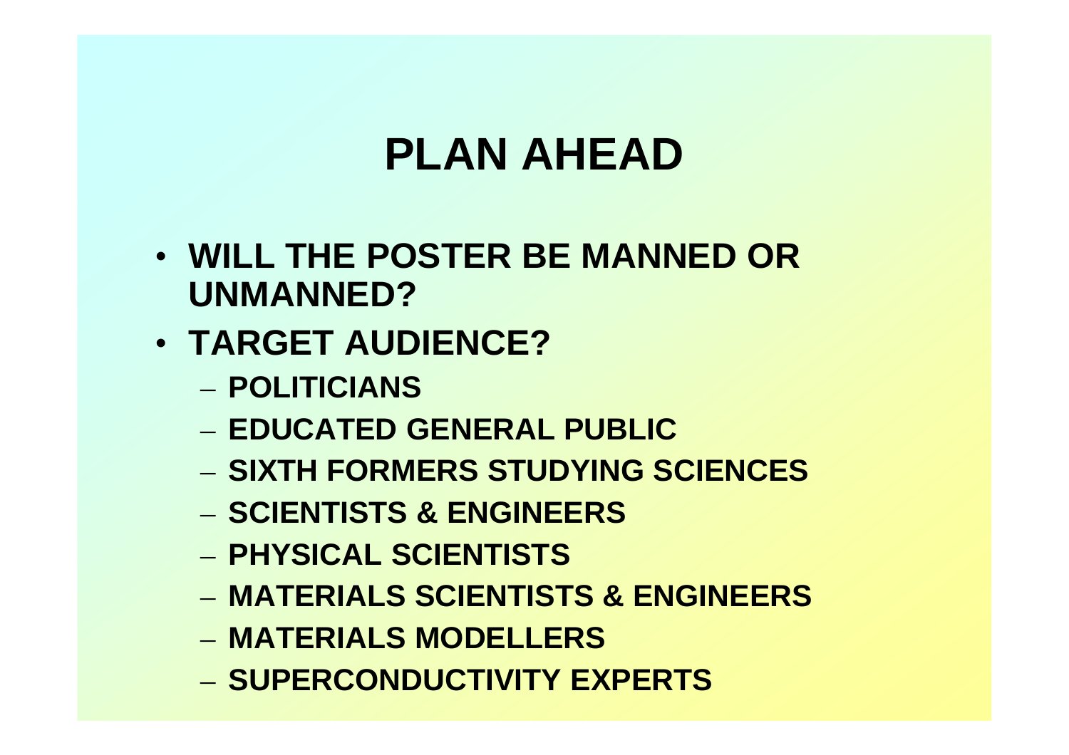# PLAN AHEAD

- **WILL THE POSTER BE MANNED OR UNMANNED?**
- **TARGET AUDIENCE?**
  - **POLITICIANS**
  - **EDUCATED GENERAL PUBLIC**
  - **SIXTH FORMERS STUDYING SCIENCES**
  - **SCIENTISTS & ENGINEERS**
  - **PHYSICAL SCIENTISTS**
  - **MATERIALS SCIENTISTS & ENGINEERS**
  - **MATERIALS MODELLERS**
  - **SUPERCONDUCTIVITY EXPERTS**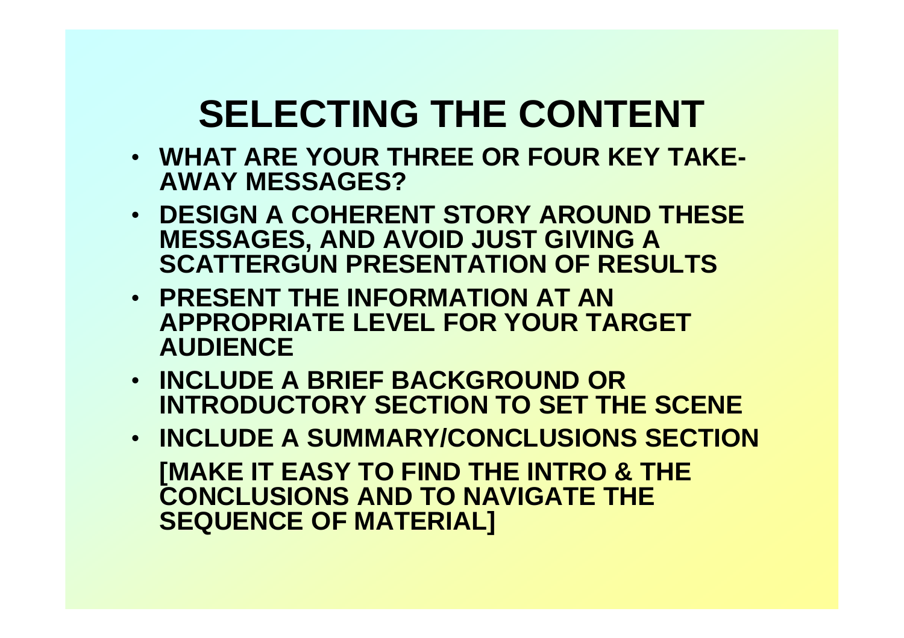# SELECTING THE CONTENT

- **WHAT ARE YOUR THREE OR FOUR KEY TAKE-AWAY MESSAGES?**
- **DESIGN A COHERENT STORY AROUND THESE MESSAGES, AND AVOID JUST GIVING A SCATTERGUN PRESENTATION OF RESULTS**
- **PRESENT THE INFORMATION AT AN APPROPRIATE LEVEL FOR YOUR TARGET AUDIENCE**
- **INCLUDE A BRIEF BACKGROUND OR INTRODUCTORY SECTION TO SET THE SCENE**
- **INCLUDE A SUMMARY/CONCLUSIONS SECTION**

  **[MAKE IT EASY TO FIND THE INTRO & THE CONCLUSIONS AND TO NAVIGATE THE SEQUENCE OF MATERIAL]**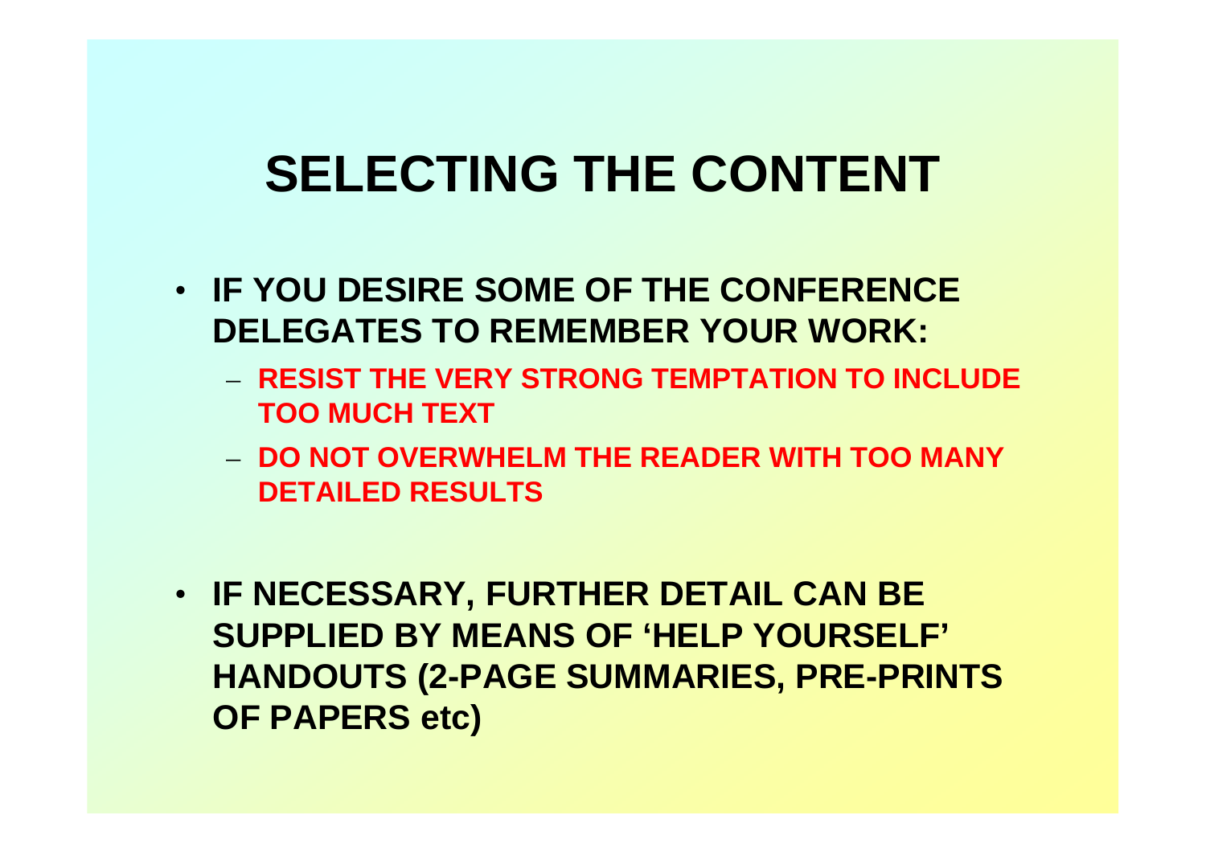# SELECTING THE CONTENT

- **IF YOU DESIRE SOME OF THE CONFERENCE DELEGATES TO REMEMBER YOUR WORK:**
  - **RESIST THE VERY STRONG TEMPTATION TO INCLUDE TOO MUCH TEXT**
  - **DO NOT OVERWHELM THE READER WITH TOO MANY DETAILED RESULTS**

- **IF NECESSARY, FURTHER DETAIL CAN BE SUPPLIED BY MEANS OF 'HELP YOURSELF' HANDOUTS (2-PAGE SUMMARIES, PRE-PRINTS OF PAPERS etc)**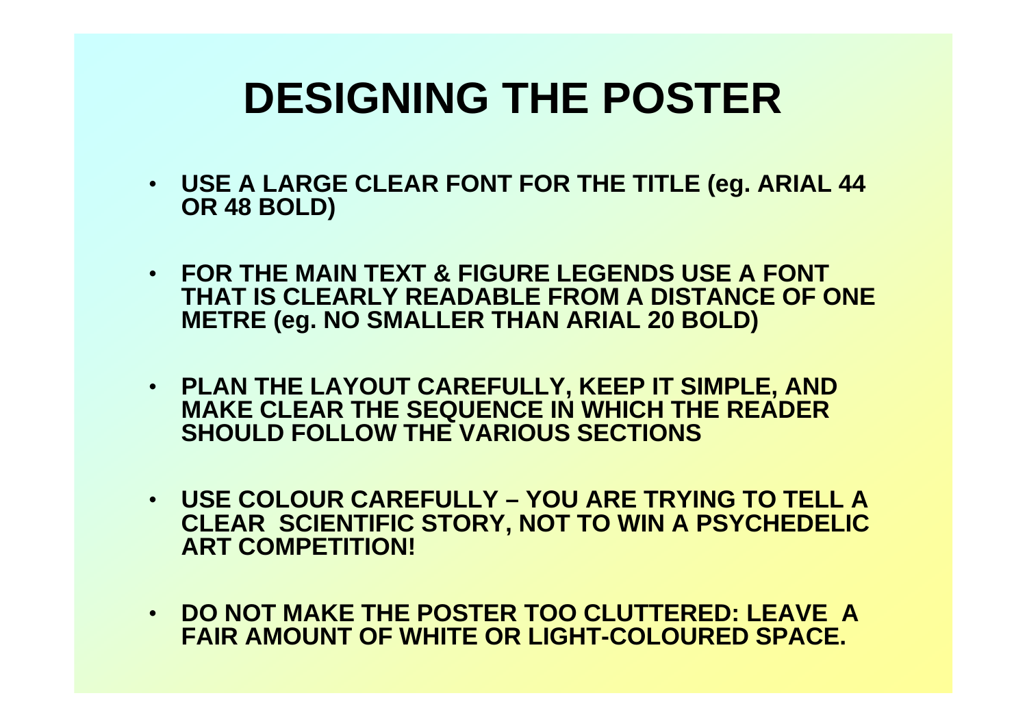# DESIGNING THE POSTER

- **USE A LARGE CLEAR FONT FOR THE TITLE (eg. ARIAL 44 OR 48 BOLD)**
- **FOR THE MAIN TEXT & FIGURE LEGENDS USE A FONT THAT IS CLEARLY READABLE FROM A DISTANCE OF ONE METRE (eg. NO SMALLER THAN ARIAL 20 BOLD)**
- **PLAN THE LAYOUT CAREFULLY, KEEP IT SIMPLE, AND MAKE CLEAR THE SEQUENCE IN WHICH THE READER SHOULD FOLLOW THE VARIOUS SECTIONS**
- **USE COLOUR CAREFULLY – YOU ARE TRYING TO TELL A CLEAR SCIENTIFIC STORY, NOT TO WIN A PSYCHEDELIC ART COMPETITION!**
- **DO NOT MAKE THE POSTER TOO CLUTTERED: LEAVE A FAIR AMOUNT OF WHITE OR LIGHT-COLOURED SPACE.**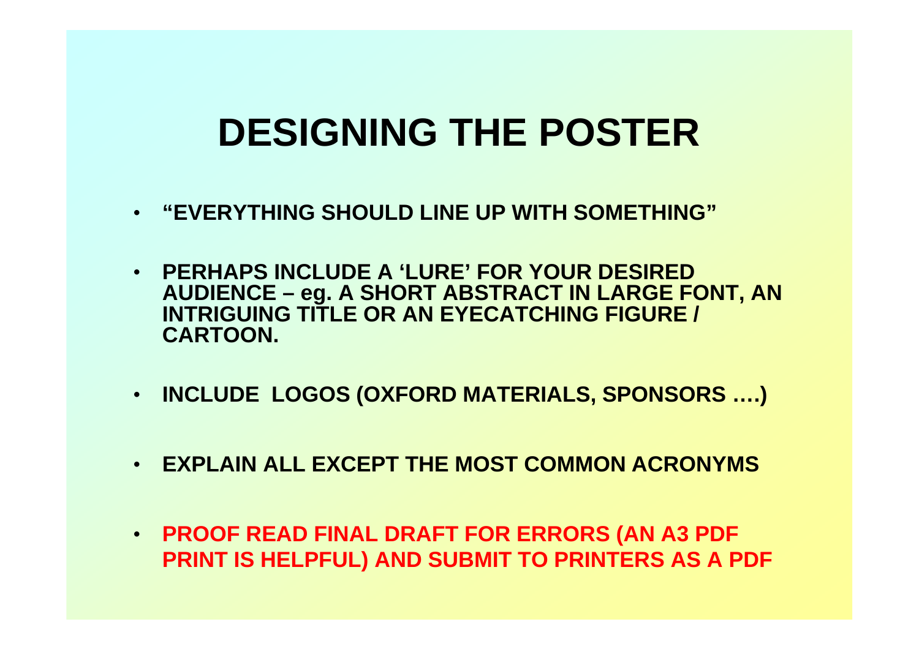# DESIGNING THE POSTER

- **"EVERYTHING SHOULD LINE UP WITH SOMETHING"**
- **PERHAPS INCLUDE A 'LURE' FOR YOUR DESIRED AUDIENCE – eg. A SHORT ABSTRACT IN LARGE FONT, AN INTRIGUING TITLE OR AN EYECATCHING FIGURE / CARTOON.**
- **INCLUDE LOGOS (OXFORD MATERIALS, SPONSORS ….)**
- **EXPLAIN ALL EXCEPT THE MOST COMMON ACRONYMS**
- **PROOF READ FINAL DRAFT FOR ERRORS (AN A3 PDF PRINT IS HELPFUL) AND SUBMIT TO PRINTERS AS A PDF**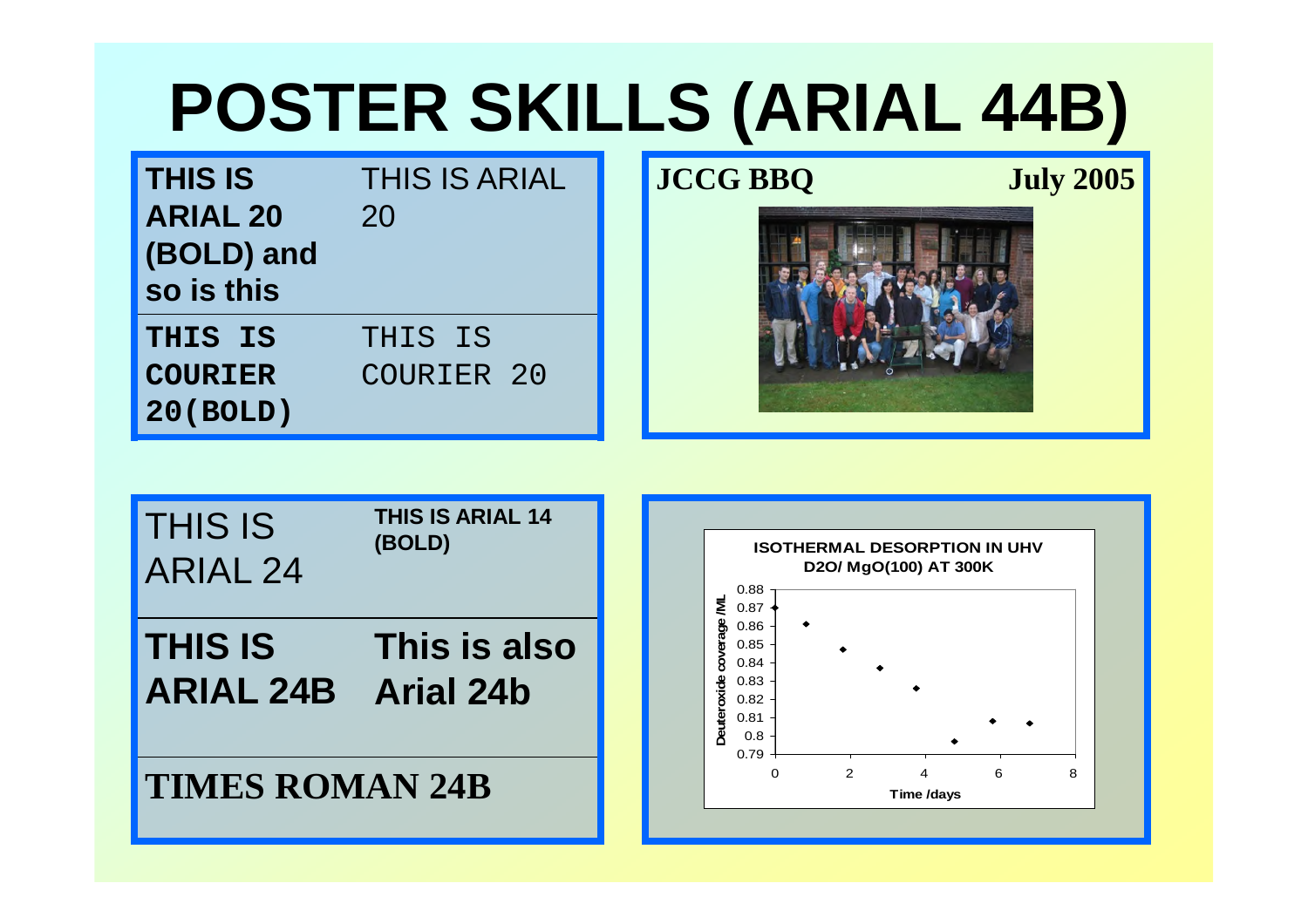# POSTER SKILLS (ARIAL 44B)

| **THIS IS ARIAL 20 (BOLD) and so is this** | THIS IS ARIAL 20 |
|---|---|
| **`THIS IS COURIER 20(BOLD)`** | `THIS IS COURIER 20` |

**JCCG BBQ** **July 2005**

| THIS IS ARIAL 24 | **THIS IS ARIAL 14 (BOLD)** |
|---|---|
| **THIS IS ARIAL 24B** | **This is also Arial 24b** |

**TIMES ROMAN 24B**

**ISOTHERMAL DESORPTION IN UHV**
**D2O/ MgO(100) AT 300K**

Deuteroxide coverage /ML

Time /days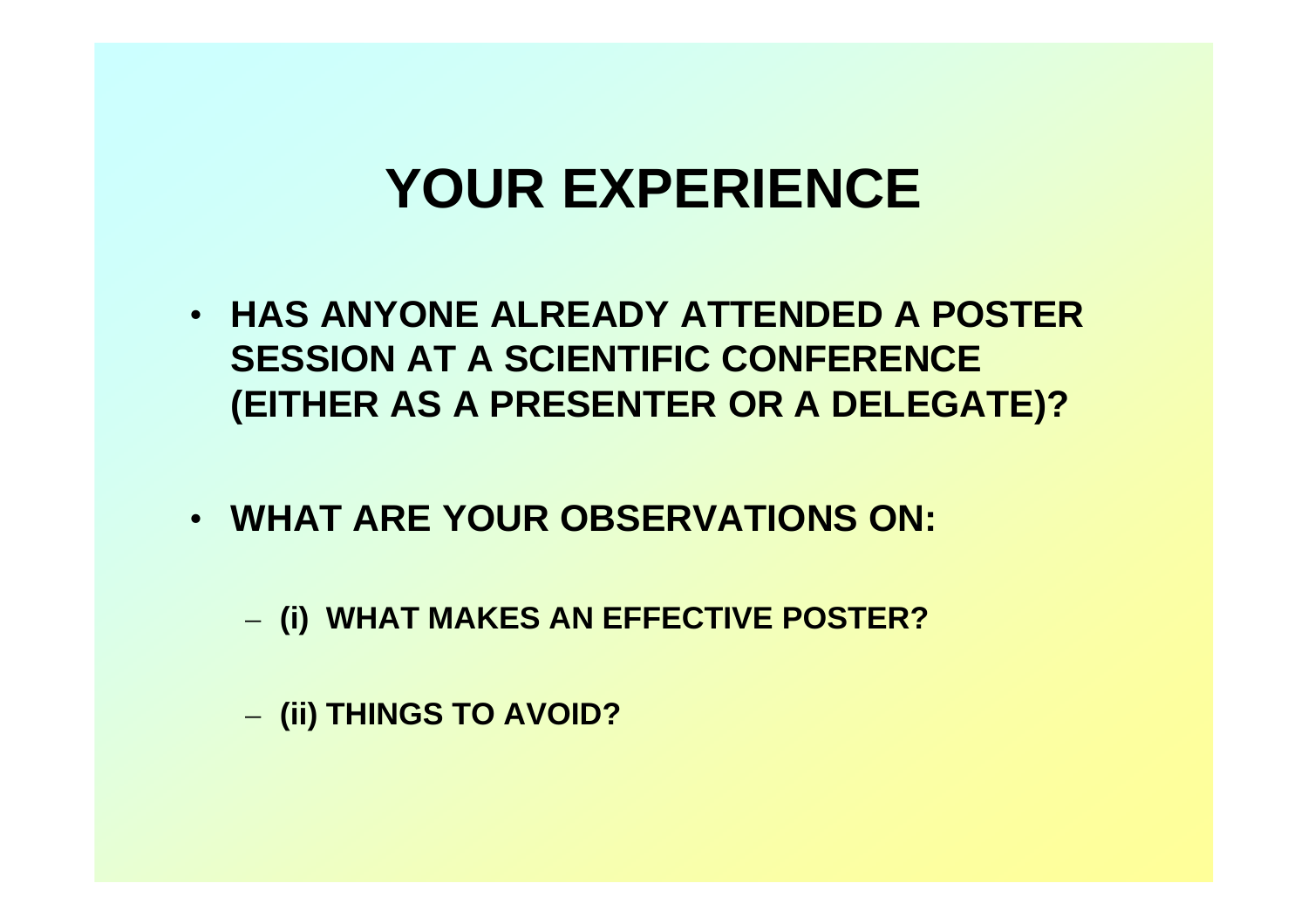# YOUR EXPERIENCE

- **HAS ANYONE ALREADY ATTENDED A POSTER SESSION AT A SCIENTIFIC CONFERENCE (EITHER AS A PRESENTER OR A DELEGATE)?**

- **WHAT ARE YOUR OBSERVATIONS ON:**

  - **(i) WHAT MAKES AN EFFECTIVE POSTER?**

  - **(ii) THINGS TO AVOID?**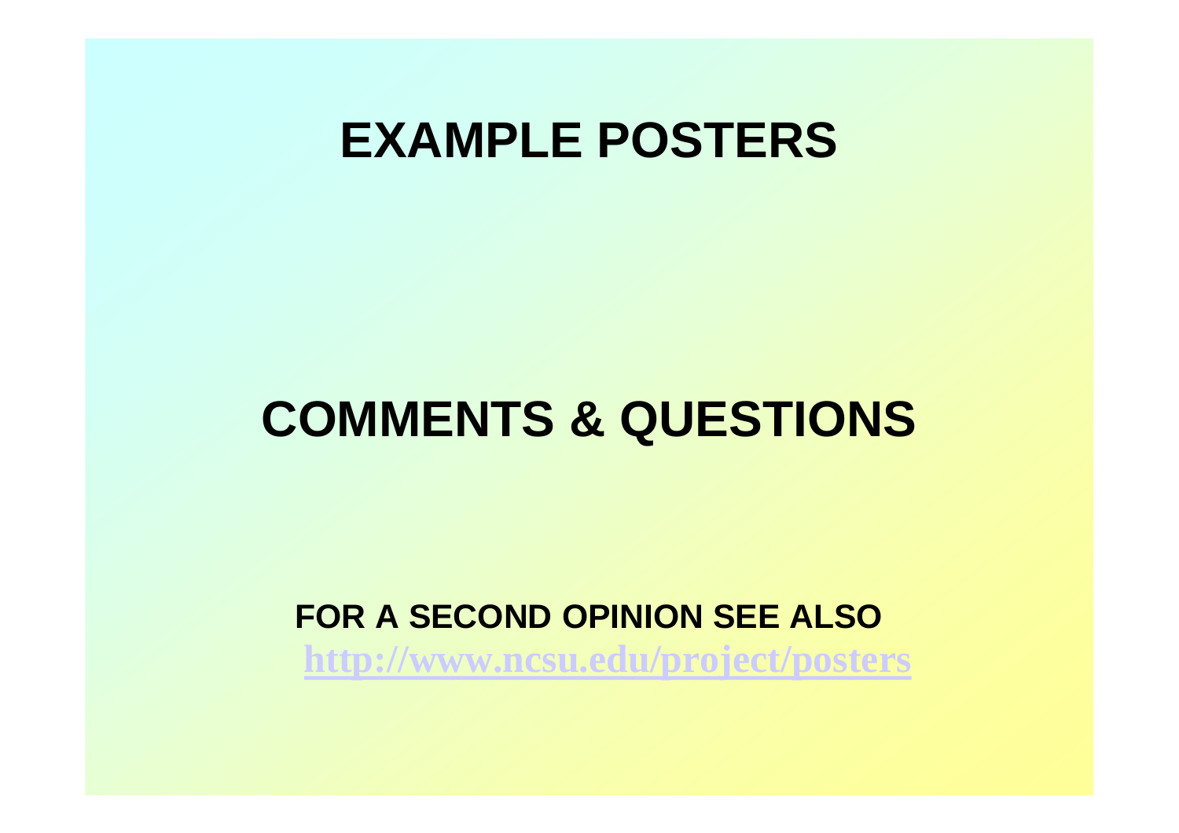# EXAMPLE POSTERS

# COMMENTS & QUESTIONS

**FOR A SECOND OPINION SEE ALSO**
**http://www.ncsu.edu/project/posters**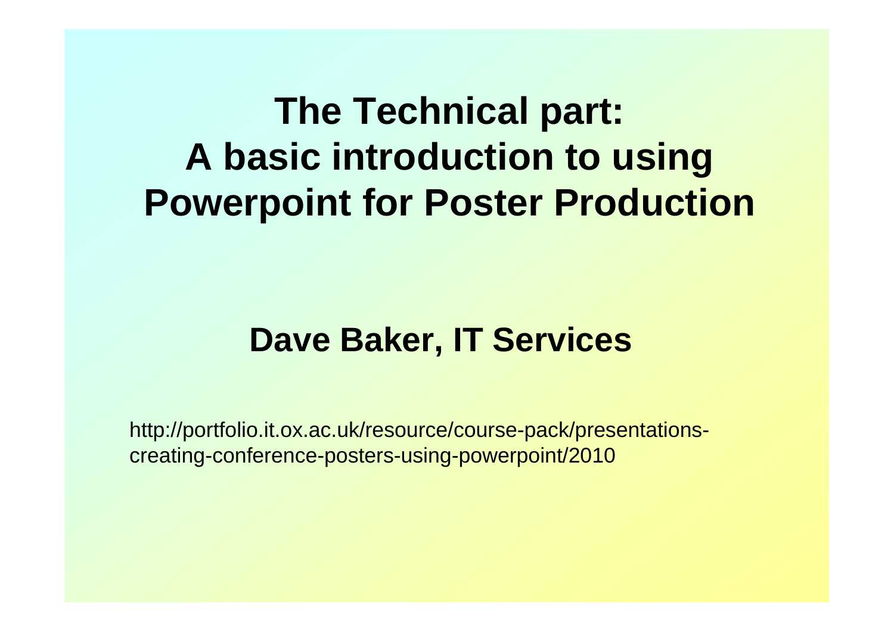# The Technical part: A basic introduction to using Powerpoint for Poster Production

## Dave Baker, IT Services

http://portfolio.it.ox.ac.uk/resource/course-pack/presentations-creating-conference-posters-using-powerpoint/2010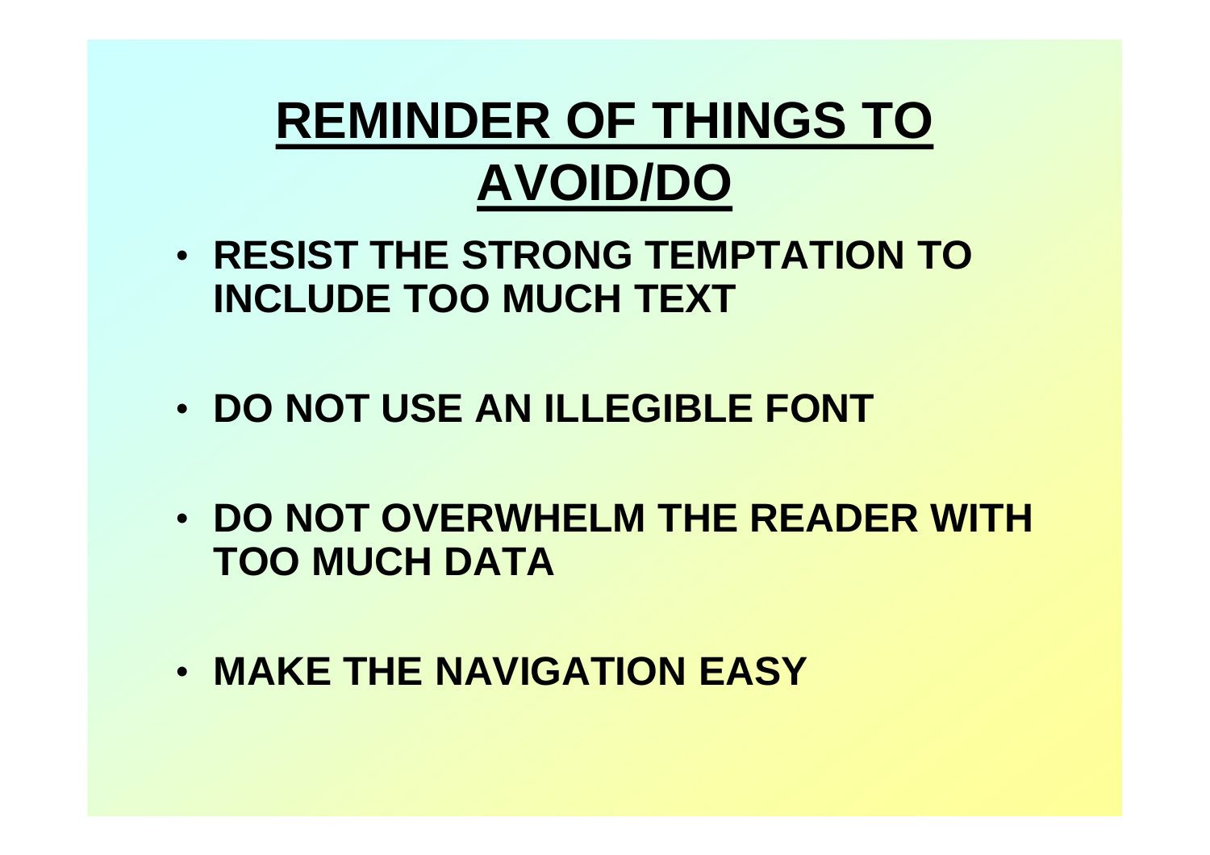# REMINDER OF THINGS TO AVOID/DO

- **RESIST THE STRONG TEMPTATION TO INCLUDE TOO MUCH TEXT**
- **DO NOT USE AN ILLEGIBLE FONT**
- **DO NOT OVERWHELM THE READER WITH TOO MUCH DATA**
- **MAKE THE NAVIGATION EASY**